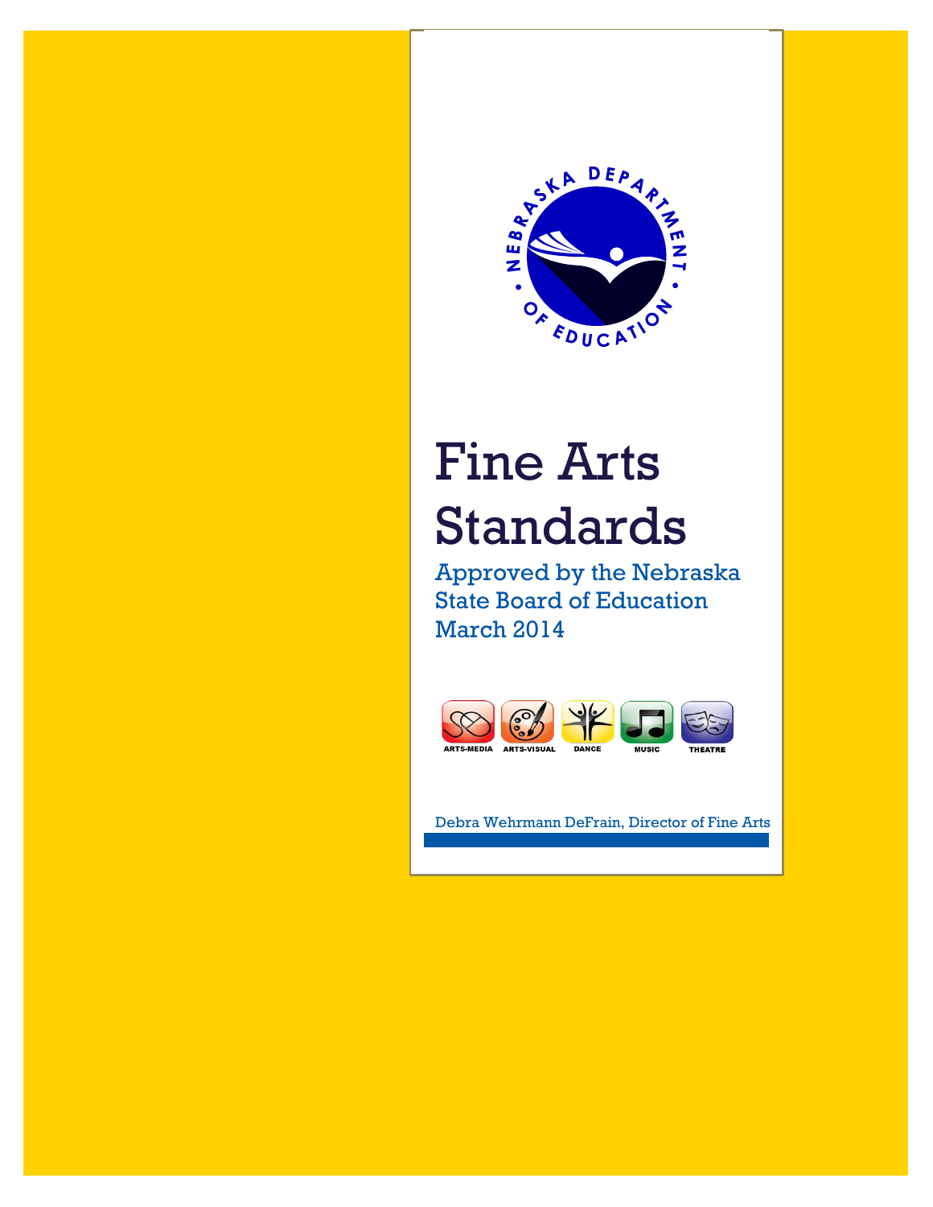NEBRASKA DEPARTMENT OF EDUCATION

# Fine Arts Standards

Approved by the Nebraska State Board of Education
March 2014

ARTS-MEDIA ARTS-VISUAL DANCE MUSIC THEATRE

Debra Wehrmann DeFrain, Director of Fine Arts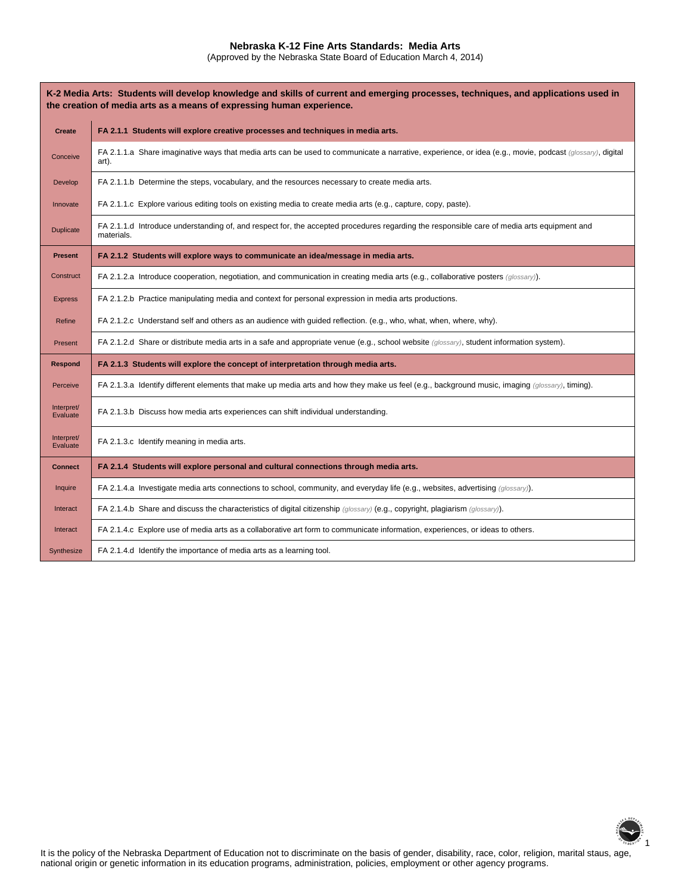# Nebraska K-12 Fine Arts Standards: Media Arts

(Approved by the Nebraska State Board of Education March 4, 2014)

| K-2 Media Arts: Students will develop knowledge and skills of current and emerging processes, techniques, and applications used in the creation of media arts as a means of expressing human experience. | |
|---|---|
| **Create** | **FA 2.1.1 Students will explore creative processes and techniques in media arts.** |
| Conceive | FA 2.1.1.a Share imaginative ways that media arts can be used to communicate a narrative, experience, or idea (e.g., movie, podcast *(glossary)*, digital art). |
| Develop | FA 2.1.1.b Determine the steps, vocabulary, and the resources necessary to create media arts. |
| Innovate | FA 2.1.1.c Explore various editing tools on existing media to create media arts (e.g., capture, copy, paste). |
| Duplicate | FA 2.1.1.d Introduce understanding of, and respect for, the accepted procedures regarding the responsible care of media arts equipment and materials. |
| **Present** | **FA 2.1.2 Students will explore ways to communicate an idea/message in media arts.** |
| Construct | FA 2.1.2.a Introduce cooperation, negotiation, and communication in creating media arts (e.g., collaborative posters *(glossary)*). |
| Express | FA 2.1.2.b Practice manipulating media and context for personal expression in media arts productions. |
| Refine | FA 2.1.2.c Understand self and others as an audience with guided reflection. (e.g., who, what, when, where, why). |
| Present | FA 2.1.2.d Share or distribute media arts in a safe and appropriate venue (e.g., school website *(glossary)*, student information system). |
| **Respond** | **FA 2.1.3 Students will explore the concept of interpretation through media arts.** |
| Perceive | FA 2.1.3.a Identify different elements that make up media arts and how they make us feel (e.g., background music, imaging *(glossary)*, timing). |
| Interpret/ Evaluate | FA 2.1.3.b Discuss how media arts experiences can shift individual understanding. |
| Interpret/ Evaluate | FA 2.1.3.c Identify meaning in media arts. |
| **Connect** | **FA 2.1.4 Students will explore personal and cultural connections through media arts.** |
| Inquire | FA 2.1.4.a Investigate media arts connections to school, community, and everyday life (e.g., websites, advertising *(glossary)*). |
| Interact | FA 2.1.4.b Share and discuss the characteristics of digital citizenship *(glossary)* (e.g., copyright, plagiarism *(glossary)*). |
| Interact | FA 2.1.4.c Explore use of media arts as a collaborative art form to communicate information, experiences, or ideas to others. |
| Synthesize | FA 2.1.4.d Identify the importance of media arts as a learning tool. |

It is the policy of the Nebraska Department of Education not to discriminate on the basis of gender, disability, race, color, religion, marital staus, age, national origin or genetic information in its education programs, administration, policies, employment or other agency programs.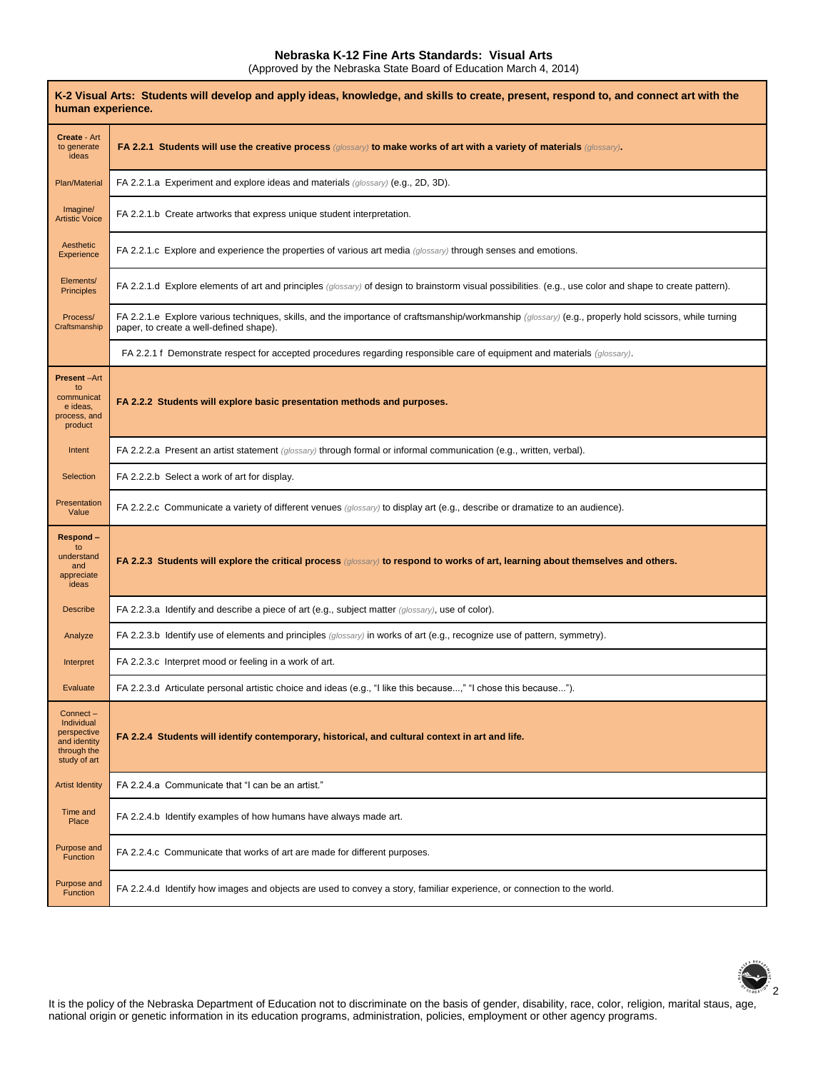# Nebraska K-12 Fine Arts Standards: Visual Arts

(Approved by the Nebraska State Board of Education March 4, 2014)

| K-2 Visual Arts: Students will develop and apply ideas, knowledge, and skills to create, present, respond to, and connect art with the human experience. | |
|---|---|
| **Create** - Art to generate ideas | **FA 2.2.1 Students will use the creative process** *(glossary)* **to make works of art with a variety of materials** *(glossary)***.** |
| Plan/Material | FA 2.2.1.a Experiment and explore ideas and materials *(glossary)* (e.g., 2D, 3D). |
| Imagine/ Artistic Voice | FA 2.2.1.b Create artworks that express unique student interpretation. |
| Aesthetic Experience | FA 2.2.1.c Explore and experience the properties of various art media *(glossary)* through senses and emotions. |
| Elements/ Principles | FA 2.2.1.d Explore elements of art and principles *(glossary)* of design to brainstorm visual possibilities. (e.g., use color and shape to create pattern). |
| Process/ Craftsmanship | FA 2.2.1.e Explore various techniques, skills, and the importance of craftsmanship/workmanship *(glossary)* (e.g., properly hold scissors, while turning paper, to create a well-defined shape). |
| | FA 2.2.1 f Demonstrate respect for accepted procedures regarding responsible care of equipment and materials *(glossary)*. |
| **Present** –Art to communicate ideas, process, and product | **FA 2.2.2 Students will explore basic presentation methods and purposes.** |
| Intent | FA 2.2.2.a Present an artist statement *(glossary)* through formal or informal communication (e.g., written, verbal). |
| Selection | FA 2.2.2.b Select a work of art for display. |
| Presentation Value | FA 2.2.2.c Communicate a variety of different venues *(glossary)* to display art (e.g., describe or dramatize to an audience). |
| **Respond** – to understand and appreciate ideas | **FA 2.2.3 Students will explore the critical process** *(glossary)* **to respond to works of art, learning about themselves and others.** |
| Describe | FA 2.2.3.a Identify and describe a piece of art (e.g., subject matter *(glossary)*, use of color). |
| Analyze | FA 2.2.3.b Identify use of elements and principles *(glossary)* in works of art (e.g., recognize use of pattern, symmetry). |
| Interpret | FA 2.2.3.c Interpret mood or feeling in a work of art. |
| Evaluate | FA 2.2.3.d Articulate personal artistic choice and ideas (e.g., "I like this because...," "I chose this because..."). |
| Connect – Individual perspective and identity through the study of art | **FA 2.2.4 Students will identify contemporary, historical, and cultural context in art and life.** |
| Artist Identity | FA 2.2.4.a Communicate that "I can be an artist." |
| Time and Place | FA 2.2.4.b Identify examples of how humans have always made art. |
| Purpose and Function | FA 2.2.4.c Communicate that works of art are made for different purposes. |
| Purpose and Function | FA 2.2.4.d Identify how images and objects are used to convey a story, familiar experience, or connection to the world. |

It is the policy of the Nebraska Department of Education not to discriminate on the basis of gender, disability, race, color, religion, marital staus, age, national origin or genetic information in its education programs, administration, policies, employment or other agency programs.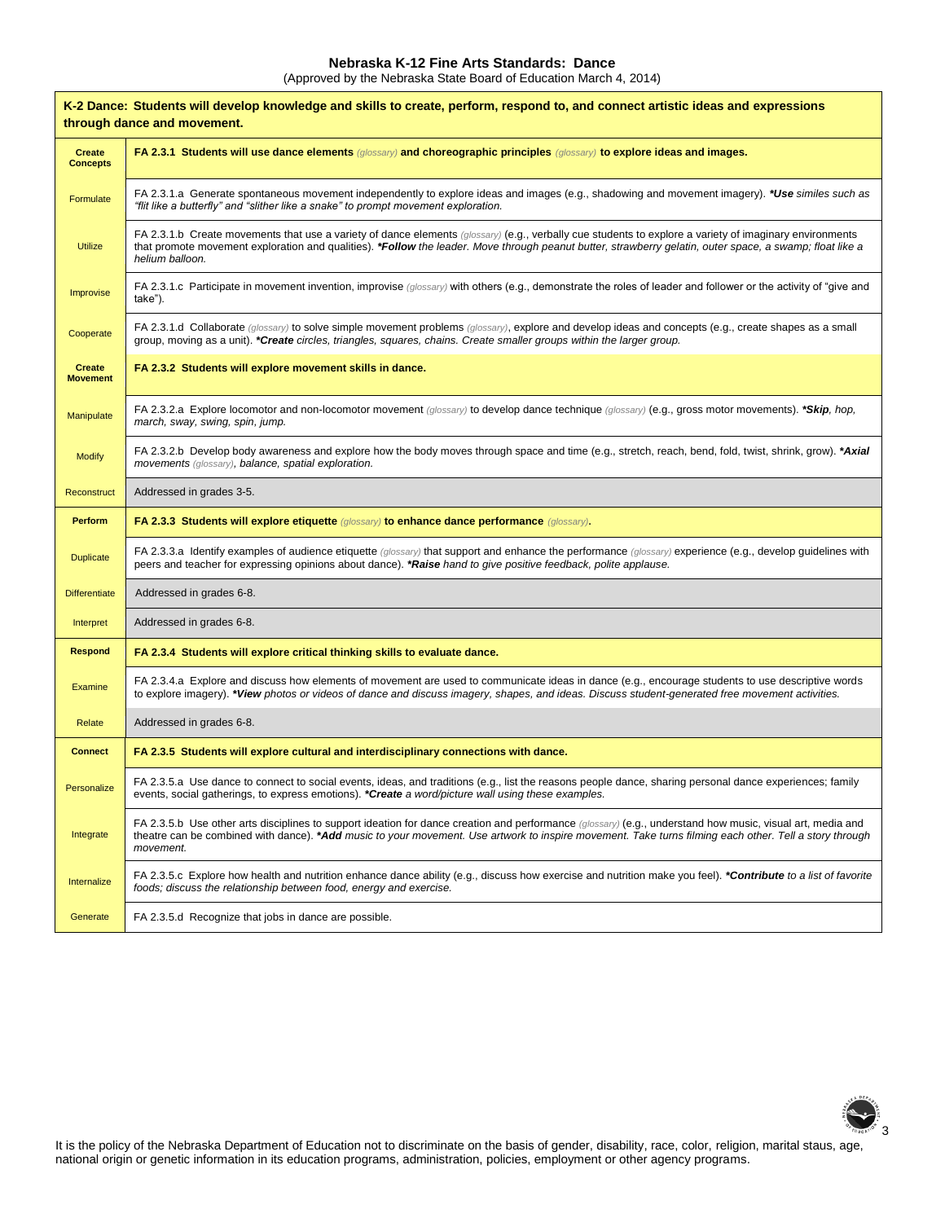# Nebraska K-12 Fine Arts Standards: Dance

(Approved by the Nebraska State Board of Education March 4, 2014)

| **K-2 Dance: Students will develop knowledge and skills to create, perform, respond to, and connect artistic ideas and expressions through dance and movement.** | |
|---|---|
| **Create Concepts** | **FA 2.3.1 Students will use dance elements** *(glossary)* **and choreographic principles** *(glossary)* **to explore ideas and images.** |
| Formulate | FA 2.3.1.a Generate spontaneous movement independently to explore ideas and images (e.g., shadowing and movement imagery). ***Use** similes such as "flit like a butterfly" and "slither like a snake" to prompt movement exploration.* |
| Utilize | FA 2.3.1.b Create movements that use a variety of dance elements *(glossary)* (e.g., verbally cue students to explore a variety of imaginary environments that promote movement exploration and qualities). ***Follow** the leader. Move through peanut butter, strawberry gelatin, outer space, a swamp; float like a helium balloon.* |
| Improvise | FA 2.3.1.c Participate in movement invention, improvise *(glossary)* with others (e.g., demonstrate the roles of leader and follower or the activity of "give and take"). |
| Cooperate | FA 2.3.1.d Collaborate *(glossary)* to solve simple movement problems *(glossary)*, explore and develop ideas and concepts (e.g., create shapes as a small group, moving as a unit). ***Create** circles, triangles, squares, chains. Create smaller groups within the larger group.* |
| **Create Movement** | **FA 2.3.2 Students will explore movement skills in dance.** |
| Manipulate | FA 2.3.2.a Explore locomotor and non-locomotor movement *(glossary)* to develop dance technique *(glossary)* (e.g., gross motor movements). ***Skip**, hop, march, sway, swing, spin, jump.* |
| Modify | FA 2.3.2.b Develop body awareness and explore how the body moves through space and time (e.g., stretch, reach, bend, fold, twist, shrink, grow). ***Axial** movements (glossary), balance, spatial exploration.* |
| Reconstruct | Addressed in grades 3-5. |
| **Perform** | **FA 2.3.3 Students will explore etiquette** *(glossary)* **to enhance dance performance** *(glossary)*. |
| Duplicate | FA 2.3.3.a Identify examples of audience etiquette *(glossary)* that support and enhance the performance *(glossary)* experience (e.g., develop guidelines with peers and teacher for expressing opinions about dance). ***Raise** hand to give positive feedback, polite applause.* |
| Differentiate | Addressed in grades 6-8. |
| Interpret | Addressed in grades 6-8. |
| **Respond** | **FA 2.3.4 Students will explore critical thinking skills to evaluate dance.** |
| Examine | FA 2.3.4.a Explore and discuss how elements of movement are used to communicate ideas in dance (e.g., encourage students to use descriptive words to explore imagery). ***View** photos or videos of dance and discuss imagery, shapes, and ideas. Discuss student-generated free movement activities.* |
| Relate | Addressed in grades 6-8. |
| **Connect** | **FA 2.3.5 Students will explore cultural and interdisciplinary connections with dance.** |
| Personalize | FA 2.3.5.a Use dance to connect to social events, ideas, and traditions (e.g., list the reasons people dance, sharing personal dance experiences; family events, social gatherings, to express emotions). ***Create** a word/picture wall using these examples.* |
| Integrate | FA 2.3.5.b Use other arts disciplines to support ideation for dance creation and performance *(glossary)* (e.g., understand how music, visual art, media and theatre can be combined with dance). ***Add** music to your movement. Use artwork to inspire movement. Take turns filming each other. Tell a story through movement.* |
| Internalize | FA 2.3.5.c Explore how health and nutrition enhance dance ability (e.g., discuss how exercise and nutrition make you feel). ***Contribute** to a list of favorite foods; discuss the relationship between food, energy and exercise.* |
| Generate | FA 2.3.5.d Recognize that jobs in dance are possible. |

It is the policy of the Nebraska Department of Education not to discriminate on the basis of gender, disability, race, color, religion, marital staus, age, national origin or genetic information in its education programs, administration, policies, employment or other agency programs.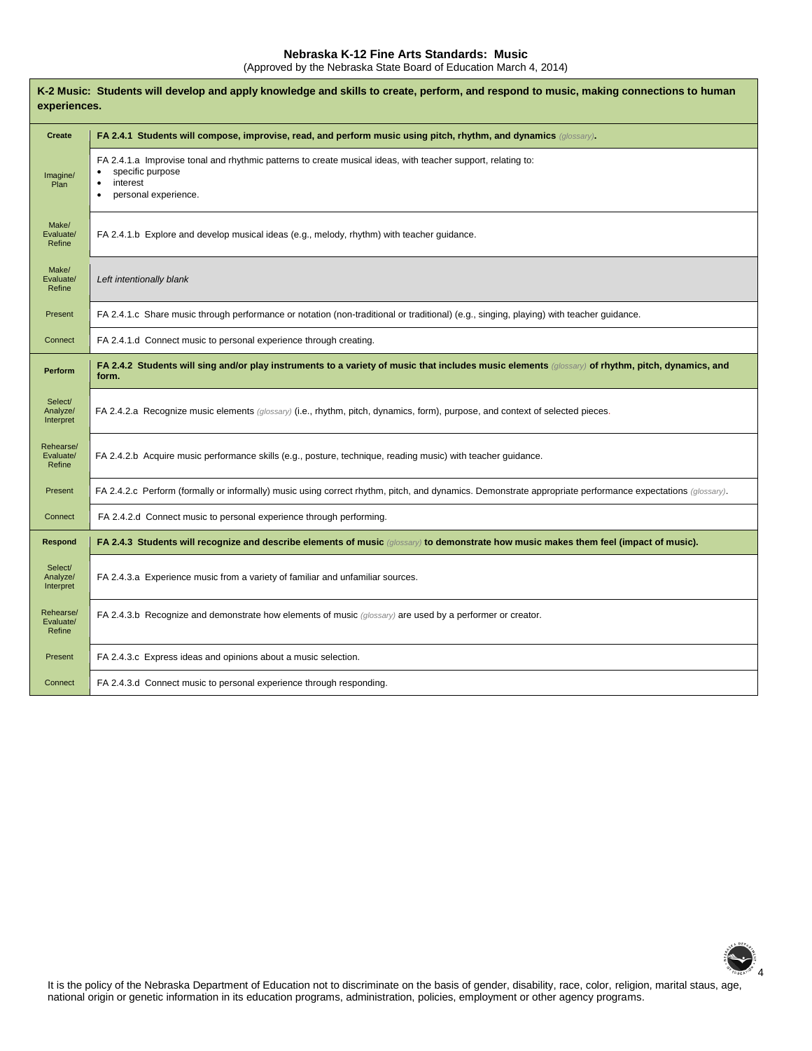# Nebraska K-12 Fine Arts Standards: Music

(Approved by the Nebraska State Board of Education March 4, 2014)

| **K-2 Music: Students will develop and apply knowledge and skills to create, perform, and respond to music, making connections to human experiences.** | |
|---|---|
| **Create** | **FA 2.4.1 Students will compose, improvise, read, and perform music using pitch, rhythm, and dynamics** *(glossary)***.** |
| Imagine/ Plan | FA 2.4.1.a Improvise tonal and rhythmic patterns to create musical ideas, with teacher support, relating to:<br>• specific purpose<br>• interest<br>• personal experience. |
| Make/ Evaluate/ Refine | FA 2.4.1.b Explore and develop musical ideas (e.g., melody, rhythm) with teacher guidance. |
| Make/ Evaluate/ Refine | *Left intentionally blank* |
| Present | FA 2.4.1.c Share music through performance or notation (non-traditional or traditional) (e.g., singing, playing) with teacher guidance. |
| Connect | FA 2.4.1.d Connect music to personal experience through creating. |
| **Perform** | **FA 2.4.2 Students will sing and/or play instruments to a variety of music that includes music elements** *(glossary)* **of rhythm, pitch, dynamics, and form.** |
| Select/ Analyze/ Interpret | FA 2.4.2.a Recognize music elements *(glossary)* (i.e., rhythm, pitch, dynamics, form), purpose, and context of selected pieces. |
| Rehearse/ Evaluate/ Refine | FA 2.4.2.b Acquire music performance skills (e.g., posture, technique, reading music) with teacher guidance. |
| Present | FA 2.4.2.c Perform (formally or informally) music using correct rhythm, pitch, and dynamics. Demonstrate appropriate performance expectations *(glossary)*. |
| Connect | FA 2.4.2.d Connect music to personal experience through performing. |
| **Respond** | **FA 2.4.3 Students will recognize and describe elements of music** *(glossary)* **to demonstrate how music makes them feel (impact of music).** |
| Select/ Analyze/ Interpret | FA 2.4.3.a Experience music from a variety of familiar and unfamiliar sources. |
| Rehearse/ Evaluate/ Refine | FA 2.4.3.b Recognize and demonstrate how elements of music *(glossary)* are used by a performer or creator. |
| Present | FA 2.4.3.c Express ideas and opinions about a music selection. |
| Connect | FA 2.4.3.d Connect music to personal experience through responding. |

It is the policy of the Nebraska Department of Education not to discriminate on the basis of gender, disability, race, color, religion, marital staus, age, national origin or genetic information in its education programs, administration, policies, employment or other agency programs.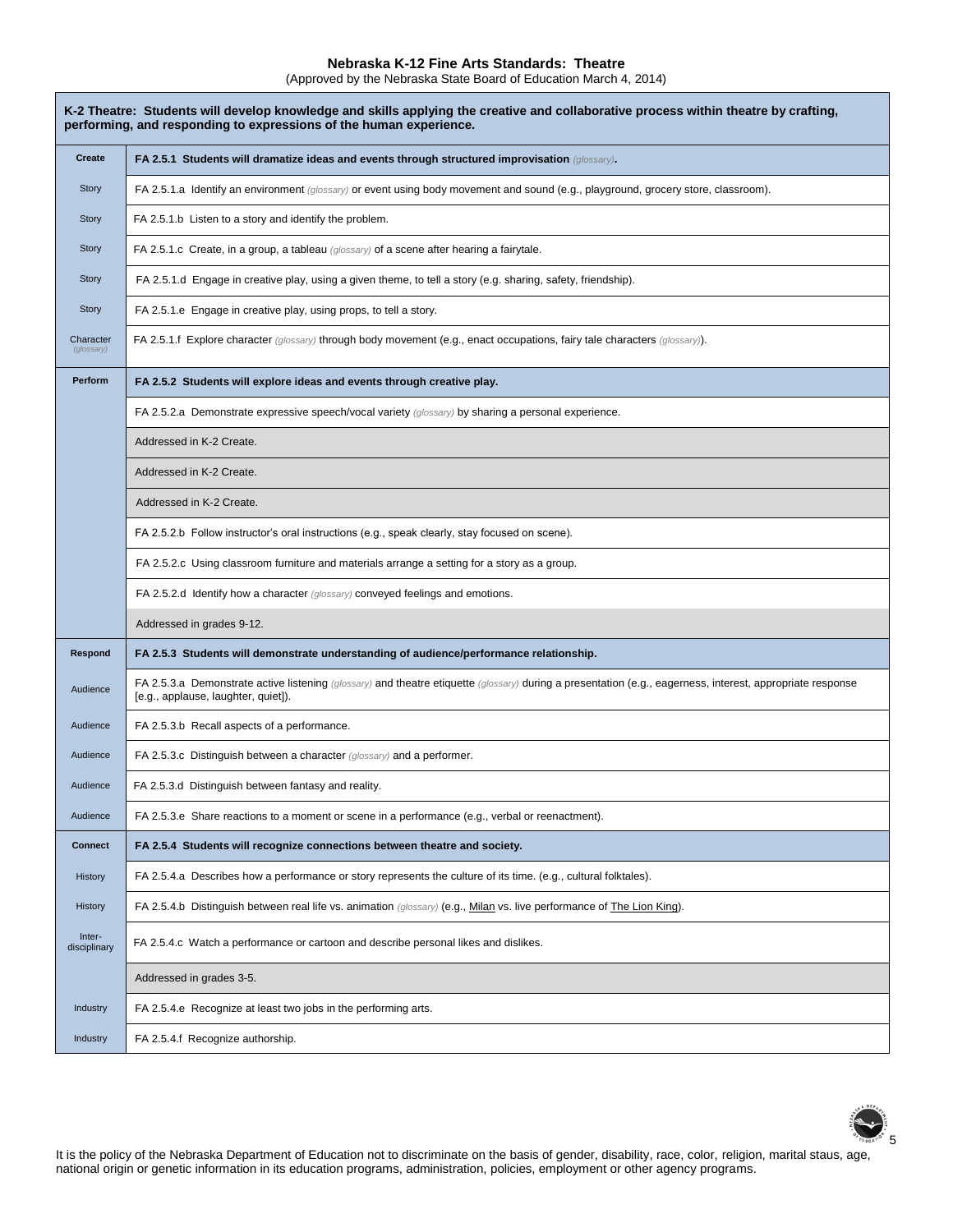# Nebraska K-12 Fine Arts Standards: Theatre

(Approved by the Nebraska State Board of Education March 4, 2014)

| | |
|---|---|
| **K-2 Theatre: Students will develop knowledge and skills applying the creative and collaborative process within theatre by crafting, performing, and responding to expressions of the human experience.** | |
| **Create** | **FA 2.5.1 Students will dramatize ideas and events through structured improvisation** *(glossary)*. |
| Story | FA 2.5.1.a Identify an environment *(glossary)* or event using body movement and sound (e.g., playground, grocery store, classroom). |
| Story | FA 2.5.1.b Listen to a story and identify the problem. |
| Story | FA 2.5.1.c Create, in a group, a tableau *(glossary)* of a scene after hearing a fairytale. |
| Story | FA 2.5.1.d Engage in creative play, using a given theme, to tell a story (e.g. sharing, safety, friendship). |
| Story | FA 2.5.1.e Engage in creative play, using props, to tell a story. |
| Character *(glossary)* | FA 2.5.1.f Explore character *(glossary)* through body movement (e.g., enact occupations, fairy tale characters *(glossary)*). |
| **Perform** | **FA 2.5.2 Students will explore ideas and events through creative play.** |
| | FA 2.5.2.a Demonstrate expressive speech/vocal variety *(glossary)* by sharing a personal experience. |
| | Addressed in K-2 Create. |
| | Addressed in K-2 Create. |
| | Addressed in K-2 Create. |
| | FA 2.5.2.b Follow instructor's oral instructions (e.g., speak clearly, stay focused on scene). |
| | FA 2.5.2.c Using classroom furniture and materials arrange a setting for a story as a group. |
| | FA 2.5.2.d Identify how a character *(glossary)* conveyed feelings and emotions. |
| | Addressed in grades 9-12. |
| **Respond** | **FA 2.5.3 Students will demonstrate understanding of audience/performance relationship.** |
| Audience | FA 2.5.3.a Demonstrate active listening *(glossary)* and theatre etiquette *(glossary)* during a presentation (e.g., eagerness, interest, appropriate response [e.g., applause, laughter, quiet]). |
| Audience | FA 2.5.3.b Recall aspects of a performance. |
| Audience | FA 2.5.3.c Distinguish between a character *(glossary)* and a performer. |
| Audience | FA 2.5.3.d Distinguish between fantasy and reality. |
| Audience | FA 2.5.3.e Share reactions to a moment or scene in a performance (e.g., verbal or reenactment). |
| **Connect** | **FA 2.5.4 Students will recognize connections between theatre and society.** |
| History | FA 2.5.4.a Describes how a performance or story represents the culture of its time. (e.g., cultural folktales). |
| History | FA 2.5.4.b Distinguish between real life vs. animation *(glossary)* (e.g., Milan vs. live performance of The Lion King). |
| Inter-disciplinary | FA 2.5.4.c Watch a performance or cartoon and describe personal likes and dislikes. |
| | Addressed in grades 3-5. |
| Industry | FA 2.5.4.e Recognize at least two jobs in the performing arts. |
| Industry | FA 2.5.4.f Recognize authorship. |

It is the policy of the Nebraska Department of Education not to discriminate on the basis of gender, disability, race, color, religion, marital staus, age, national origin or genetic information in its education programs, administration, policies, employment or other agency programs.